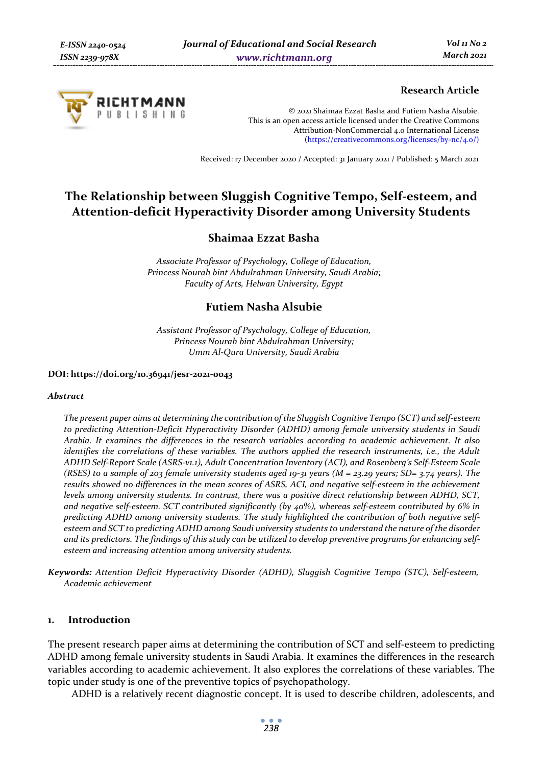**Research Article**

© 2021 Shaimaa Ezzat Basha and Futiem Nasha Alsubie.
This is an open access article licensed under the Creative Commons
Attribution-NonCommercial 4.0 International License
(https://creativecommons.org/licenses/by-nc/4.0/)

Received: 17 December 2020 / Accepted: 31 January 2021 / Published: 5 March 2021

# The Relationship between Sluggish Cognitive Tempo, Self-esteem, and Attention-deficit Hyperactivity Disorder among University Students

## Shaimaa Ezzat Basha

*Associate Professor of Psychology, College of Education, Princess Nourah bint Abdulrahman University, Saudi Arabia; Faculty of Arts, Helwan University, Egypt*

## Futiem Nasha Alsubie

*Assistant Professor of Psychology, College of Education, Princess Nourah bint Abdulrahman University; Umm Al-Qura University, Saudi Arabia*

**DOI: https://doi.org/10.36941/jesr-2021-0043**

### *Abstract*

*The present paper aims at determining the contribution of the Sluggish Cognitive Tempo (SCT) and self-esteem to predicting Attention-Deficit Hyperactivity Disorder (ADHD) among female university students in Saudi Arabia. It examines the differences in the research variables according to academic achievement. It also identifies the correlations of these variables. The authors applied the research instruments, i.e., the Adult ADHD Self-Report Scale (ASRS-v1.1), Adult Concentration Inventory (ACI), and Rosenberg's Self-Esteem Scale (RSES) to a sample of 203 female university students aged 19-31 years (M = 23.29 years; SD= 3.74 years). The results showed no differences in the mean scores of ASRS, ACI, and negative self-esteem in the achievement levels among university students. In contrast, there was a positive direct relationship between ADHD, SCT, and negative self-esteem. SCT contributed significantly (by 40%), whereas self-esteem contributed by 6% in predicting ADHD among university students. The study highlighted the contribution of both negative self-esteem and SCT to predicting ADHD among Saudi university students to understand the nature of the disorder and its predictors. The findings of this study can be utilized to develop preventive programs for enhancing self-esteem and increasing attention among university students.*

***Keywords:*** *Attention Deficit Hyperactivity Disorder (ADHD), Sluggish Cognitive Tempo (STC), Self-esteem, Academic achievement*

## 1. Introduction

The present research paper aims at determining the contribution of SCT and self-esteem to predicting ADHD among female university students in Saudi Arabia. It examines the differences in the research variables according to academic achievement. It also explores the correlations of these variables. The topic under study is one of the preventive topics of psychopathology.

ADHD is a relatively recent diagnostic concept. It is used to describe children, adolescents, and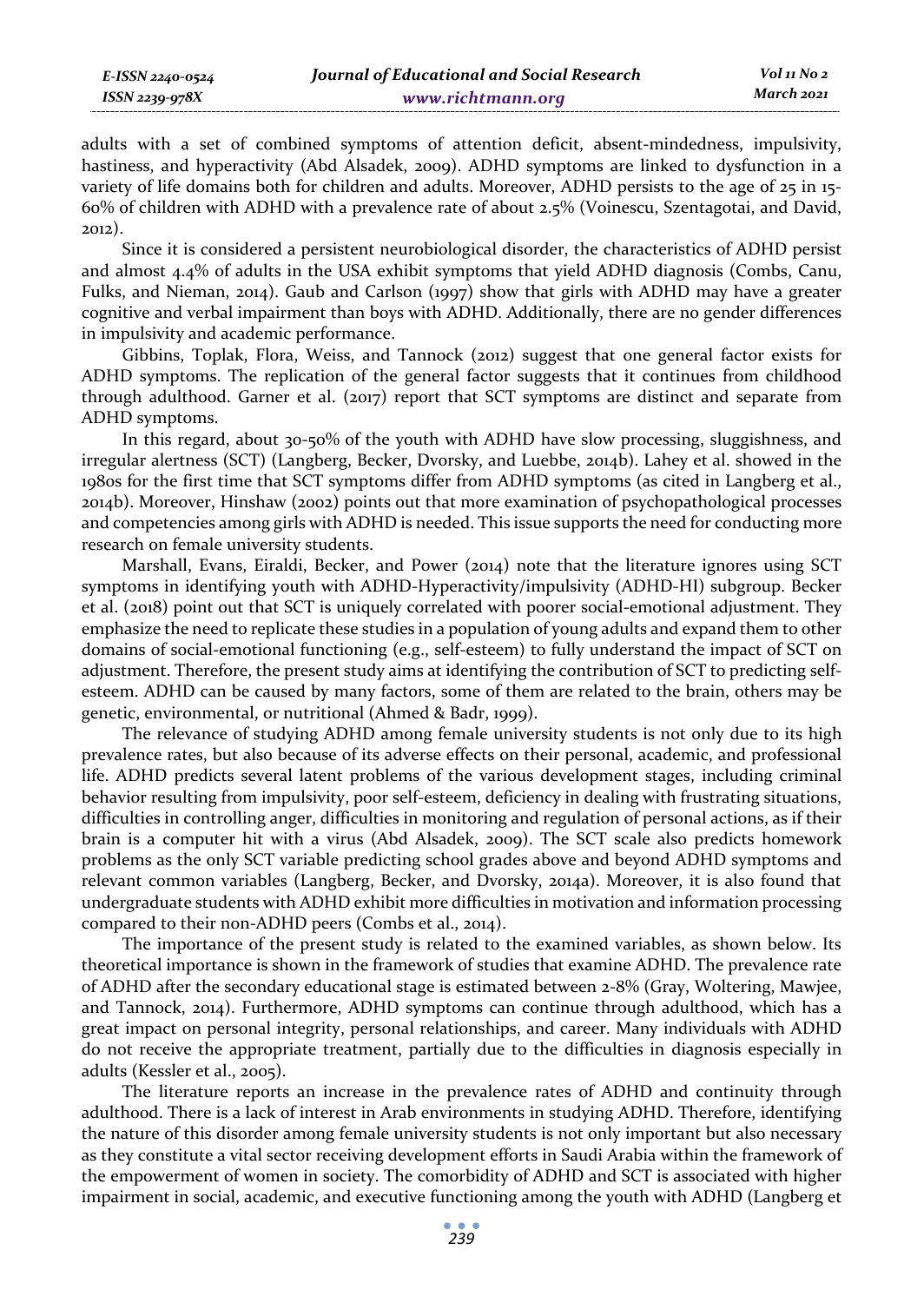adults with a set of combined symptoms of attention deficit, absent-mindedness, impulsivity, hastiness, and hyperactivity (Abd Alsadek, 2009). ADHD symptoms are linked to dysfunction in a variety of life domains both for children and adults. Moreover, ADHD persists to the age of 25 in 15-60% of children with ADHD with a prevalence rate of about 2.5% (Voinescu, Szentagotai, and David, 2012).

Since it is considered a persistent neurobiological disorder, the characteristics of ADHD persist and almost 4.4% of adults in the USA exhibit symptoms that yield ADHD diagnosis (Combs, Canu, Fulks, and Nieman, 2014). Gaub and Carlson (1997) show that girls with ADHD may have a greater cognitive and verbal impairment than boys with ADHD. Additionally, there are no gender differences in impulsivity and academic performance.

Gibbins, Toplak, Flora, Weiss, and Tannock (2012) suggest that one general factor exists for ADHD symptoms. The replication of the general factor suggests that it continues from childhood through adulthood. Garner et al. (2017) report that SCT symptoms are distinct and separate from ADHD symptoms.

In this regard, about 30-50% of the youth with ADHD have slow processing, sluggishness, and irregular alertness (SCT) (Langberg, Becker, Dvorsky, and Luebbe, 2014b). Lahey et al. showed in the 1980s for the first time that SCT symptoms differ from ADHD symptoms (as cited in Langberg et al., 2014b). Moreover, Hinshaw (2002) points out that more examination of psychopathological processes and competencies among girls with ADHD is needed. This issue supports the need for conducting more research on female university students.

Marshall, Evans, Eiraldi, Becker, and Power (2014) note that the literature ignores using SCT symptoms in identifying youth with ADHD-Hyperactivity/impulsivity (ADHD-HI) subgroup. Becker et al. (2018) point out that SCT is uniquely correlated with poorer social-emotional adjustment. They emphasize the need to replicate these studies in a population of young adults and expand them to other domains of social-emotional functioning (e.g., self-esteem) to fully understand the impact of SCT on adjustment. Therefore, the present study aims at identifying the contribution of SCT to predicting self-esteem. ADHD can be caused by many factors, some of them are related to the brain, others may be genetic, environmental, or nutritional (Ahmed & Badr, 1999).

The relevance of studying ADHD among female university students is not only due to its high prevalence rates, but also because of its adverse effects on their personal, academic, and professional life. ADHD predicts several latent problems of the various development stages, including criminal behavior resulting from impulsivity, poor self-esteem, deficiency in dealing with frustrating situations, difficulties in controlling anger, difficulties in monitoring and regulation of personal actions, as if their brain is a computer hit with a virus (Abd Alsadek, 2009). The SCT scale also predicts homework problems as the only SCT variable predicting school grades above and beyond ADHD symptoms and relevant common variables (Langberg, Becker, and Dvorsky, 2014a). Moreover, it is also found that undergraduate students with ADHD exhibit more difficulties in motivation and information processing compared to their non-ADHD peers (Combs et al., 2014).

The importance of the present study is related to the examined variables, as shown below. Its theoretical importance is shown in the framework of studies that examine ADHD. The prevalence rate of ADHD after the secondary educational stage is estimated between 2-8% (Gray, Woltering, Mawjee, and Tannock, 2014). Furthermore, ADHD symptoms can continue through adulthood, which has a great impact on personal integrity, personal relationships, and career. Many individuals with ADHD do not receive the appropriate treatment, partially due to the difficulties in diagnosis especially in adults (Kessler et al., 2005).

The literature reports an increase in the prevalence rates of ADHD and continuity through adulthood. There is a lack of interest in Arab environments in studying ADHD. Therefore, identifying the nature of this disorder among female university students is not only important but also necessary as they constitute a vital sector receiving development efforts in Saudi Arabia within the framework of the empowerment of women in society. The comorbidity of ADHD and SCT is associated with higher impairment in social, academic, and executive functioning among the youth with ADHD (Langberg et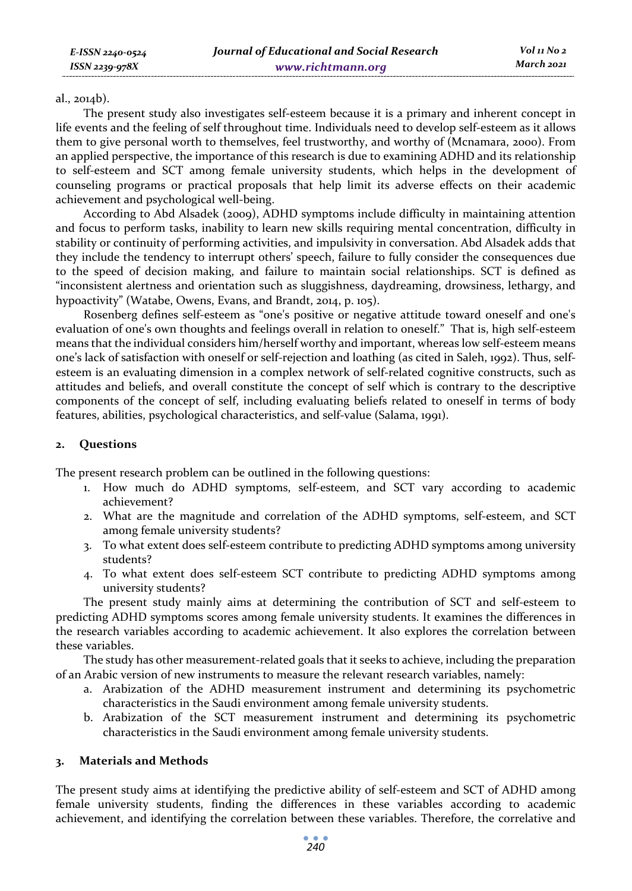al., 2014b).

The present study also investigates self-esteem because it is a primary and inherent concept in life events and the feeling of self throughout time. Individuals need to develop self-esteem as it allows them to give personal worth to themselves, feel trustworthy, and worthy of (Mcnamara, 2000). From an applied perspective, the importance of this research is due to examining ADHD and its relationship to self-esteem and SCT among female university students, which helps in the development of counseling programs or practical proposals that help limit its adverse effects on their academic achievement and psychological well-being.

According to Abd Alsadek (2009), ADHD symptoms include difficulty in maintaining attention and focus to perform tasks, inability to learn new skills requiring mental concentration, difficulty in stability or continuity of performing activities, and impulsivity in conversation. Abd Alsadek adds that they include the tendency to interrupt others' speech, failure to fully consider the consequences due to the speed of decision making, and failure to maintain social relationships. SCT is defined as "inconsistent alertness and orientation such as sluggishness, daydreaming, drowsiness, lethargy, and hypoactivity" (Watabe, Owens, Evans, and Brandt, 2014, p. 105).

Rosenberg defines self-esteem as "one's positive or negative attitude toward oneself and one's evaluation of one's own thoughts and feelings overall in relation to oneself." That is, high self-esteem means that the individual considers him/herself worthy and important, whereas low self-esteem means one's lack of satisfaction with oneself or self-rejection and loathing (as cited in Saleh, 1992). Thus, self-esteem is an evaluating dimension in a complex network of self-related cognitive constructs, such as attitudes and beliefs, and overall constitute the concept of self which is contrary to the descriptive components of the concept of self, including evaluating beliefs related to oneself in terms of body features, abilities, psychological characteristics, and self-value (Salama, 1991).

## 2. Questions

The present research problem can be outlined in the following questions:

1. How much do ADHD symptoms, self-esteem, and SCT vary according to academic achievement?
2. What are the magnitude and correlation of the ADHD symptoms, self-esteem, and SCT among female university students?
3. To what extent does self-esteem contribute to predicting ADHD symptoms among university students?
4. To what extent does self-esteem SCT contribute to predicting ADHD symptoms among university students?

The present study mainly aims at determining the contribution of SCT and self-esteem to predicting ADHD symptoms scores among female university students. It examines the differences in the research variables according to academic achievement. It also explores the correlation between these variables.

The study has other measurement-related goals that it seeks to achieve, including the preparation of an Arabic version of new instruments to measure the relevant research variables, namely:

a. Arabization of the ADHD measurement instrument and determining its psychometric characteristics in the Saudi environment among female university students.
b. Arabization of the SCT measurement instrument and determining its psychometric characteristics in the Saudi environment among female university students.

## 3. Materials and Methods

The present study aims at identifying the predictive ability of self-esteem and SCT of ADHD among female university students, finding the differences in these variables according to academic achievement, and identifying the correlation between these variables. Therefore, the correlative and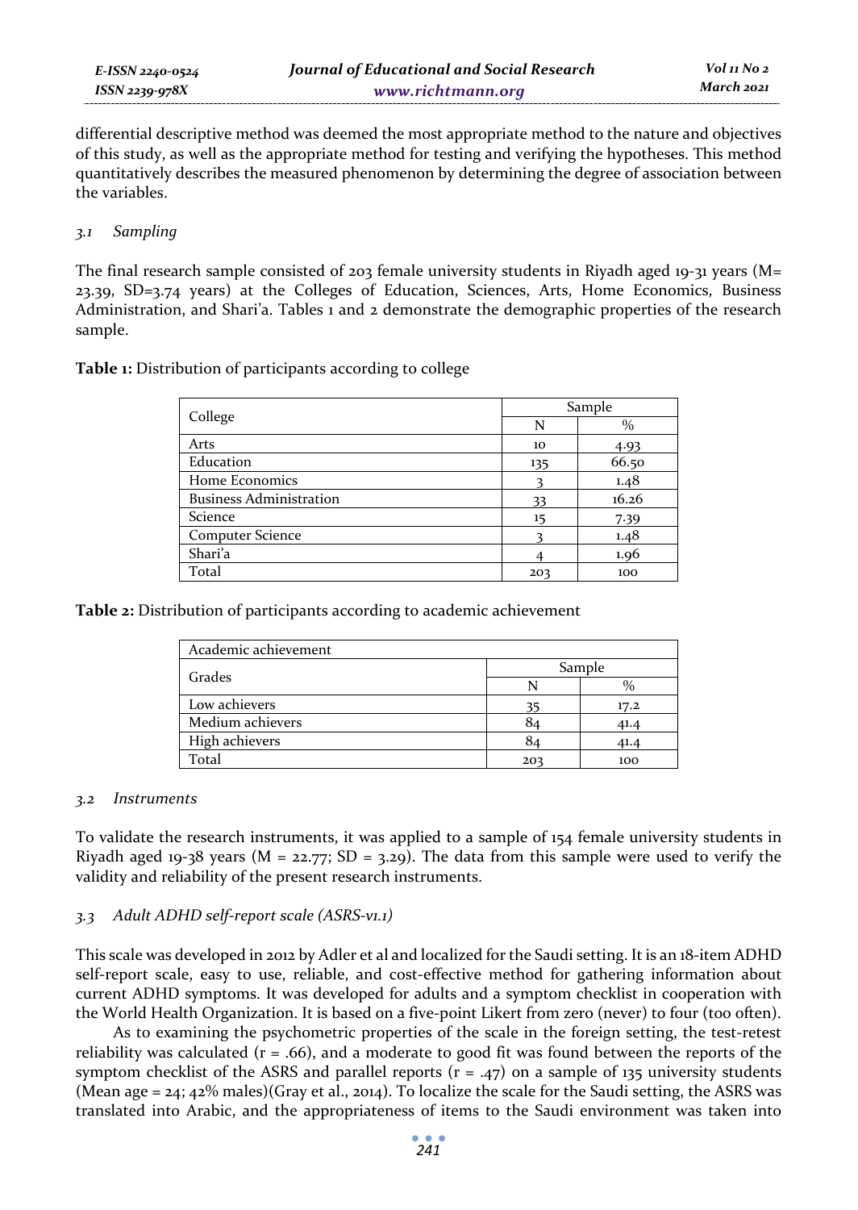differential descriptive method was deemed the most appropriate method to the nature and objectives of this study, as well as the appropriate method for testing and verifying the hypotheses. This method quantitatively describes the measured phenomenon by determining the degree of association between the variables.

### *3.1 Sampling*

The final research sample consisted of 203 female university students in Riyadh aged 19-31 years (M= 23.39, SD=3.74 years) at the Colleges of Education, Sciences, Arts, Home Economics, Business Administration, and Shari'a. Tables 1 and 2 demonstrate the demographic properties of the research sample.

**Table 1:** Distribution of participants according to college

| College | Sample | |
|---|---|---|
| | N | % |
| Arts | 10 | 4.93 |
| Education | 135 | 66.50 |
| Home Economics | 3 | 1.48 |
| Business Administration | 33 | 16.26 |
| Science | 15 | 7.39 |
| Computer Science | 3 | 1.48 |
| Shari'a | 4 | 1.96 |
| Total | 203 | 100 |

**Table 2:** Distribution of participants according to academic achievement

| Academic achievement | | |
|---|---|---|
| Grades | Sample | |
| | N | % |
| Low achievers | 35 | 17.2 |
| Medium achievers | 84 | 41.4 |
| High achievers | 84 | 41.4 |
| Total | 203 | 100 |

### *3.2 Instruments*

To validate the research instruments, it was applied to a sample of 154 female university students in Riyadh aged 19-38 years (M = 22.77; SD = 3.29). The data from this sample were used to verify the validity and reliability of the present research instruments.

### *3.3 Adult ADHD self-report scale (ASRS-v1.1)*

This scale was developed in 2012 by Adler et al and localized for the Saudi setting. It is an 18-item ADHD self-report scale, easy to use, reliable, and cost-effective method for gathering information about current ADHD symptoms. It was developed for adults and a symptom checklist in cooperation with the World Health Organization. It is based on a five-point Likert from zero (never) to four (too often).

As to examining the psychometric properties of the scale in the foreign setting, the test-retest reliability was calculated (r = .66), and a moderate to good fit was found between the reports of the symptom checklist of the ASRS and parallel reports (r = .47) on a sample of 135 university students (Mean age = 24; 42% males)(Gray et al., 2014). To localize the scale for the Saudi setting, the ASRS was translated into Arabic, and the appropriateness of items to the Saudi environment was taken into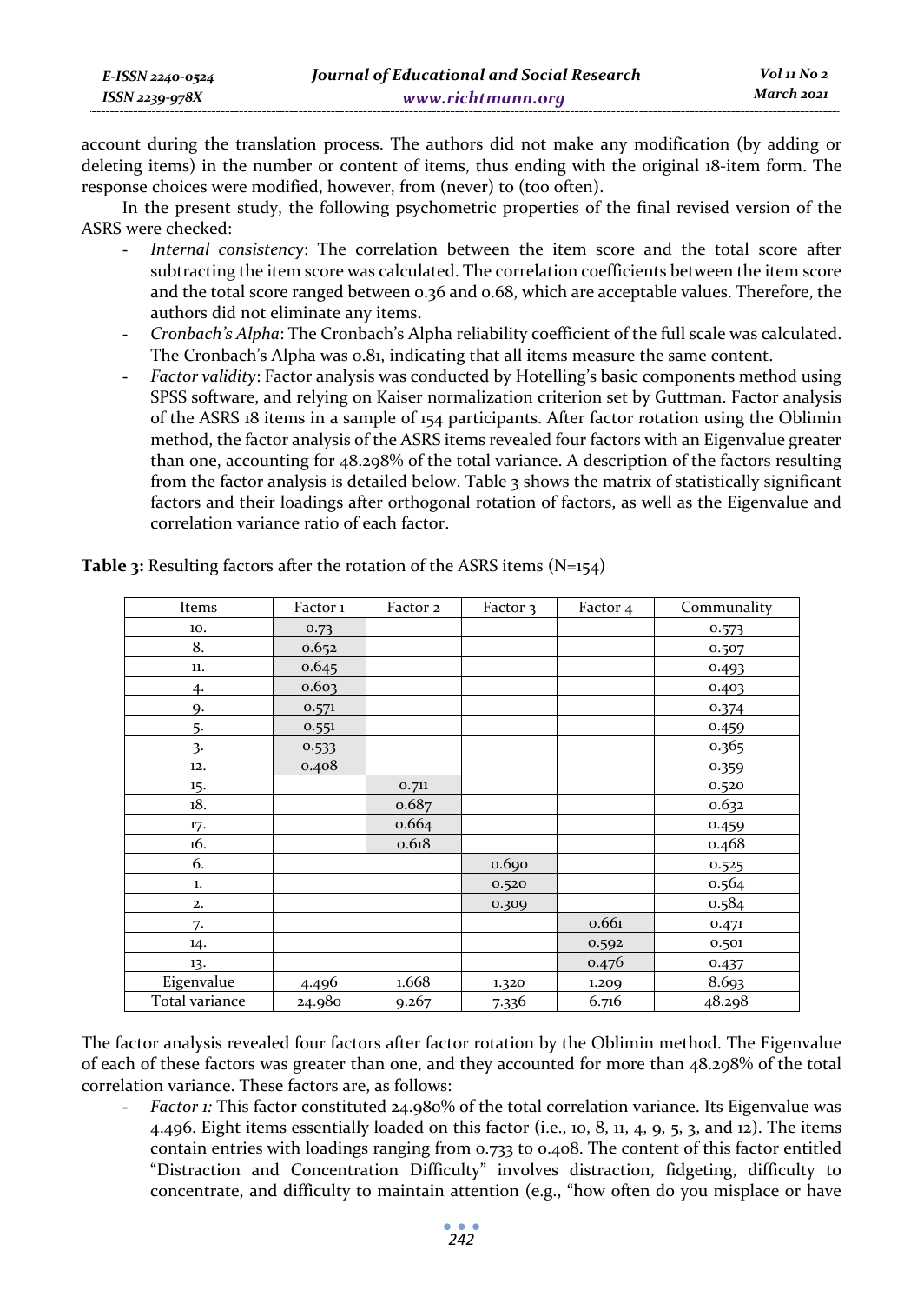account during the translation process. The authors did not make any modification (by adding or deleting items) in the number or content of items, thus ending with the original 18-item form. The response choices were modified, however, from (never) to (too often).

In the present study, the following psychometric properties of the final revised version of the ASRS were checked:

- *Internal consistency*: The correlation between the item score and the total score after subtracting the item score was calculated. The correlation coefficients between the item score and the total score ranged between 0.36 and 0.68, which are acceptable values. Therefore, the authors did not eliminate any items.
- *Cronbach's Alpha*: The Cronbach's Alpha reliability coefficient of the full scale was calculated. The Cronbach's Alpha was 0.81, indicating that all items measure the same content.
- *Factor validity*: Factor analysis was conducted by Hotelling's basic components method using SPSS software, and relying on Kaiser normalization criterion set by Guttman. Factor analysis of the ASRS 18 items in a sample of 154 participants. After factor rotation using the Oblimin method, the factor analysis of the ASRS items revealed four factors with an Eigenvalue greater than one, accounting for 48.298% of the total variance. A description of the factors resulting from the factor analysis is detailed below. Table 3 shows the matrix of statistically significant factors and their loadings after orthogonal rotation of factors, as well as the Eigenvalue and correlation variance ratio of each factor.

**Table 3:** Resulting factors after the rotation of the ASRS items (N=154)

| Items | Factor 1 | Factor 2 | Factor 3 | Factor 4 | Communality |
|---|---|---|---|---|---|
| 10. | 0.73 | | | | 0.573 |
| 8. | 0.652 | | | | 0.507 |
| 11. | 0.645 | | | | 0.493 |
| 4. | 0.603 | | | | 0.403 |
| 9. | 0.571 | | | | 0.374 |
| 5. | 0.551 | | | | 0.459 |
| 3. | 0.533 | | | | 0.365 |
| 12. | 0.408 | | | | 0.359 |
| 15. | | 0.711 | | | 0.520 |
| 18. | | 0.687 | | | 0.632 |
| 17. | | 0.664 | | | 0.459 |
| 16. | | 0.618 | | | 0.468 |
| 6. | | | 0.690 | | 0.525 |
| 1. | | | 0.520 | | 0.564 |
| 2. | | | 0.309 | | 0.584 |
| 7. | | | | 0.661 | 0.471 |
| 14. | | | | 0.592 | 0.501 |
| 13. | | | | 0.476 | 0.437 |
| Eigenvalue | 4.496 | 1.668 | 1.320 | 1.209 | 8.693 |
| Total variance | 24.980 | 9.267 | 7.336 | 6.716 | 48.298 |

The factor analysis revealed four factors after factor rotation by the Oblimin method. The Eigenvalue of each of these factors was greater than one, and they accounted for more than 48.298% of the total correlation variance. These factors are, as follows:

- *Factor 1:* This factor constituted 24.980% of the total correlation variance. Its Eigenvalue was 4.496. Eight items essentially loaded on this factor (i.e., 10, 8, 11, 4, 9, 5, 3, and 12). The items contain entries with loadings ranging from 0.733 to 0.408. The content of this factor entitled "Distraction and Concentration Difficulty" involves distraction, fidgeting, difficulty to concentrate, and difficulty to maintain attention (e.g., "how often do you misplace or have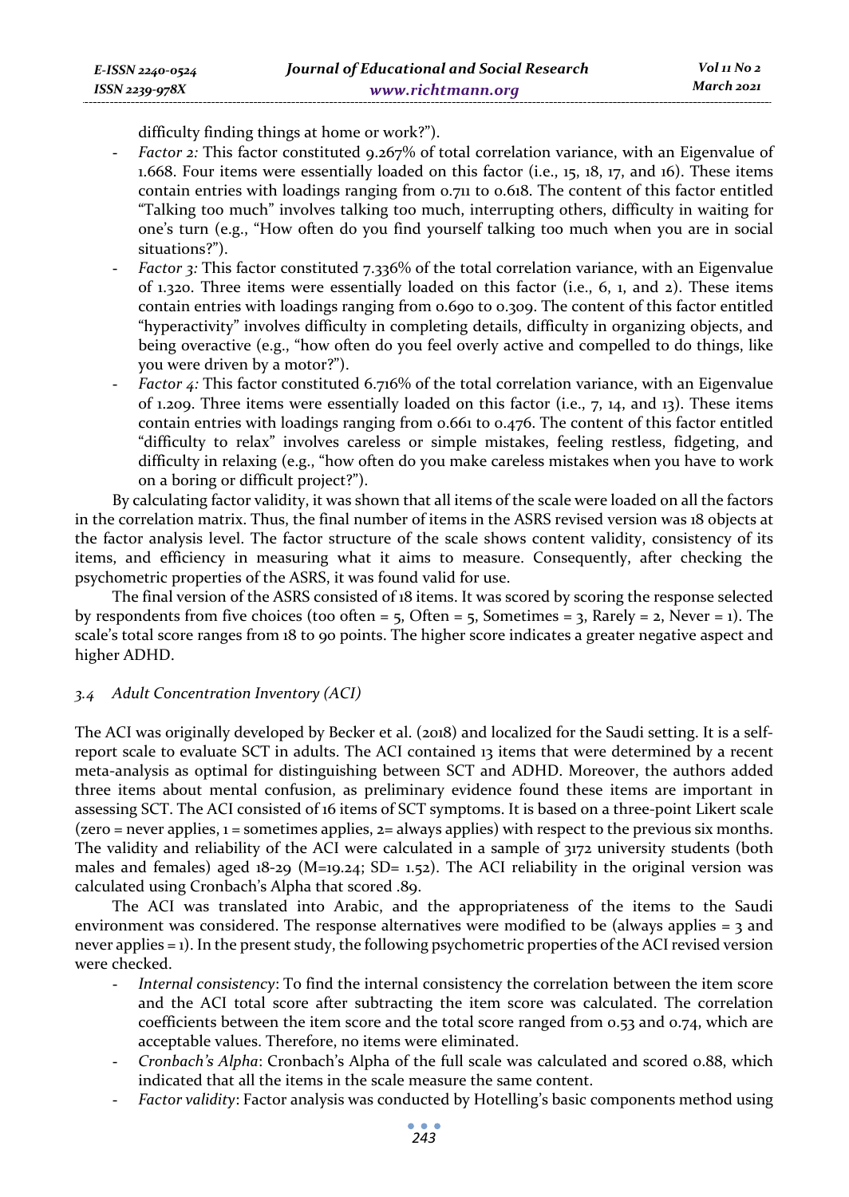difficulty finding things at home or work?").

- *Factor 2:* This factor constituted 9.267% of total correlation variance, with an Eigenvalue of 1.668. Four items were essentially loaded on this factor (i.e., 15, 18, 17, and 16). These items contain entries with loadings ranging from 0.711 to 0.618. The content of this factor entitled "Talking too much" involves talking too much, interrupting others, difficulty in waiting for one's turn (e.g., "How often do you find yourself talking too much when you are in social situations?").
- *Factor 3:* This factor constituted 7.336% of the total correlation variance, with an Eigenvalue of 1.320. Three items were essentially loaded on this factor (i.e., 6, 1, and 2). These items contain entries with loadings ranging from 0.690 to 0.309. The content of this factor entitled "hyperactivity" involves difficulty in completing details, difficulty in organizing objects, and being overactive (e.g., "how often do you feel overly active and compelled to do things, like you were driven by a motor?").
- *Factor 4:* This factor constituted 6.716% of the total correlation variance, with an Eigenvalue of 1.209. Three items were essentially loaded on this factor (i.e., 7, 14, and 13). These items contain entries with loadings ranging from 0.661 to 0.476. The content of this factor entitled "difficulty to relax" involves careless or simple mistakes, feeling restless, fidgeting, and difficulty in relaxing (e.g., "how often do you make careless mistakes when you have to work on a boring or difficult project?").

By calculating factor validity, it was shown that all items of the scale were loaded on all the factors in the correlation matrix. Thus, the final number of items in the ASRS revised version was 18 objects at the factor analysis level. The factor structure of the scale shows content validity, consistency of its items, and efficiency in measuring what it aims to measure. Consequently, after checking the psychometric properties of the ASRS, it was found valid for use.

The final version of the ASRS consisted of 18 items. It was scored by scoring the response selected by respondents from five choices (too often = 5, Often = 5, Sometimes = 3, Rarely = 2, Never = 1). The scale's total score ranges from 18 to 90 points. The higher score indicates a greater negative aspect and higher ADHD.

### *3.4 Adult Concentration Inventory (ACI)*

The ACI was originally developed by Becker et al. (2018) and localized for the Saudi setting. It is a self-report scale to evaluate SCT in adults. The ACI contained 13 items that were determined by a recent meta-analysis as optimal for distinguishing between SCT and ADHD. Moreover, the authors added three items about mental confusion, as preliminary evidence found these items are important in assessing SCT. The ACI consisted of 16 items of SCT symptoms. It is based on a three-point Likert scale (zero = never applies, 1 = sometimes applies, 2= always applies) with respect to the previous six months. The validity and reliability of the ACI were calculated in a sample of 3172 university students (both males and females) aged 18-29 (M=19.24; SD= 1.52). The ACI reliability in the original version was calculated using Cronbach's Alpha that scored .89.

The ACI was translated into Arabic, and the appropriateness of the items to the Saudi environment was considered. The response alternatives were modified to be (always applies = 3 and never applies = 1). In the present study, the following psychometric properties of the ACI revised version were checked.

- *Internal consistency*: To find the internal consistency the correlation between the item score and the ACI total score after subtracting the item score was calculated. The correlation coefficients between the item score and the total score ranged from 0.53 and 0.74, which are acceptable values. Therefore, no items were eliminated.
- *Cronbach's Alpha*: Cronbach's Alpha of the full scale was calculated and scored 0.88, which indicated that all the items in the scale measure the same content.
- *Factor validity*: Factor analysis was conducted by Hotelling's basic components method using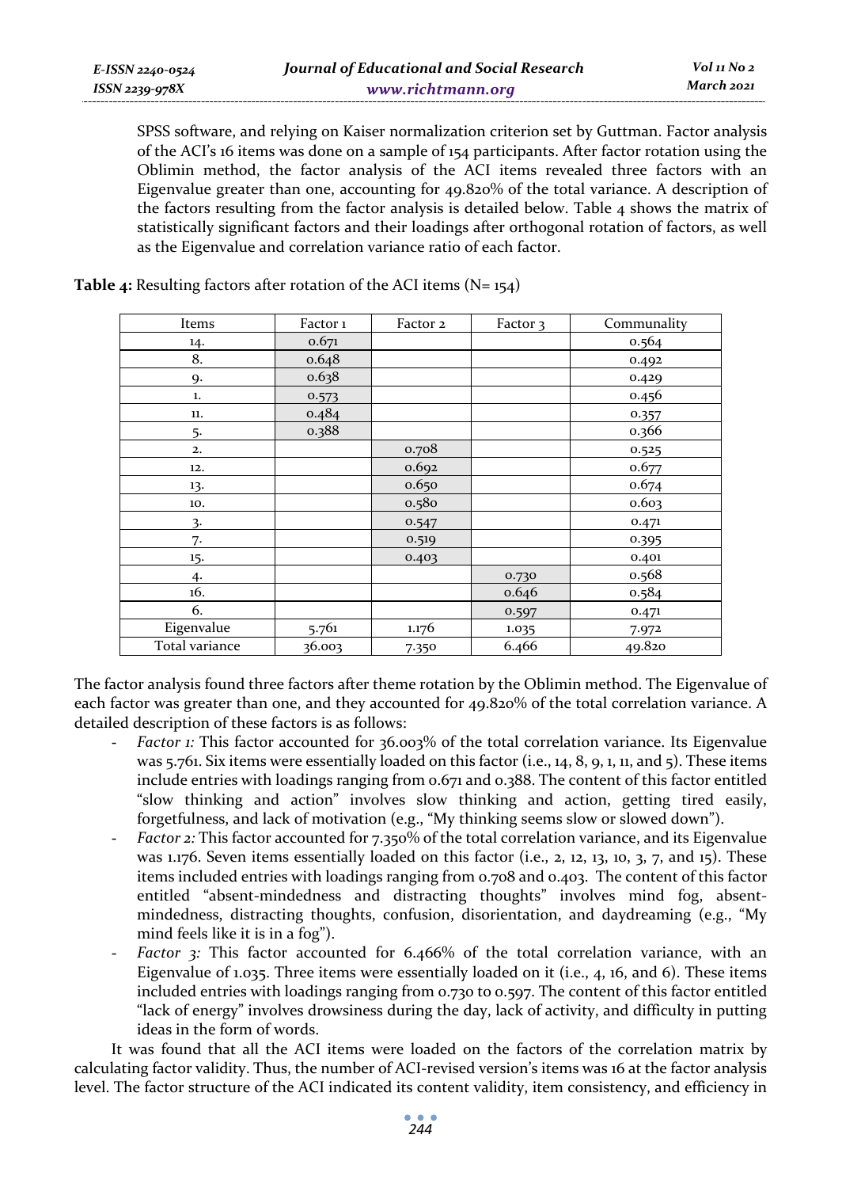SPSS software, and relying on Kaiser normalization criterion set by Guttman. Factor analysis of the ACI's 16 items was done on a sample of 154 participants. After factor rotation using the Oblimin method, the factor analysis of the ACI items revealed three factors with an Eigenvalue greater than one, accounting for 49.820% of the total variance. A description of the factors resulting from the factor analysis is detailed below. Table 4 shows the matrix of statistically significant factors and their loadings after orthogonal rotation of factors, as well as the Eigenvalue and correlation variance ratio of each factor.

**Table 4:** Resulting factors after rotation of the ACI items (N= 154)

| Items | Factor 1 | Factor 2 | Factor 3 | Communality |
|---|---|---|---|---|
| 14. | 0.671 | | | 0.564 |
| 8. | 0.648 | | | 0.492 |
| 9. | 0.638 | | | 0.429 |
| 1. | 0.573 | | | 0.456 |
| 11. | 0.484 | | | 0.357 |
| 5. | 0.388 | | | 0.366 |
| 2. | | 0.708 | | 0.525 |
| 12. | | 0.692 | | 0.677 |
| 13. | | 0.650 | | 0.674 |
| 10. | | 0.580 | | 0.603 |
| 3. | | 0.547 | | 0.471 |
| 7. | | 0.519 | | 0.395 |
| 15. | | 0.403 | | 0.401 |
| 4. | | | 0.730 | 0.568 |
| 16. | | | 0.646 | 0.584 |
| 6. | | | 0.597 | 0.471 |
| Eigenvalue | 5.761 | 1.176 | 1.035 | 7.972 |
| Total variance | 36.003 | 7.350 | 6.466 | 49.820 |

The factor analysis found three factors after theme rotation by the Oblimin method. The Eigenvalue of each factor was greater than one, and they accounted for 49.820% of the total correlation variance. A detailed description of these factors is as follows:

- *Factor 1:* This factor accounted for 36.003% of the total correlation variance. Its Eigenvalue was 5.761. Six items were essentially loaded on this factor (i.e., 14, 8, 9, 1, 11, and 5). These items include entries with loadings ranging from 0.671 and 0.388. The content of this factor entitled "slow thinking and action" involves slow thinking and action, getting tired easily, forgetfulness, and lack of motivation (e.g., "My thinking seems slow or slowed down").
- *Factor 2:* This factor accounted for 7.350% of the total correlation variance, and its Eigenvalue was 1.176. Seven items essentially loaded on this factor (i.e., 2, 12, 13, 10, 3, 7, and 15). These items included entries with loadings ranging from 0.708 and 0.403. The content of this factor entitled "absent-mindedness and distracting thoughts" involves mind fog, absent-mindedness, distracting thoughts, confusion, disorientation, and daydreaming (e.g., "My mind feels like it is in a fog").
- *Factor 3:* This factor accounted for 6.466% of the total correlation variance, with an Eigenvalue of 1.035. Three items were essentially loaded on it (i.e., 4, 16, and 6). These items included entries with loadings ranging from 0.730 to 0.597. The content of this factor entitled "lack of energy" involves drowsiness during the day, lack of activity, and difficulty in putting ideas in the form of words.

It was found that all the ACI items were loaded on the factors of the correlation matrix by calculating factor validity. Thus, the number of ACI-revised version's items was 16 at the factor analysis level. The factor structure of the ACI indicated its content validity, item consistency, and efficiency in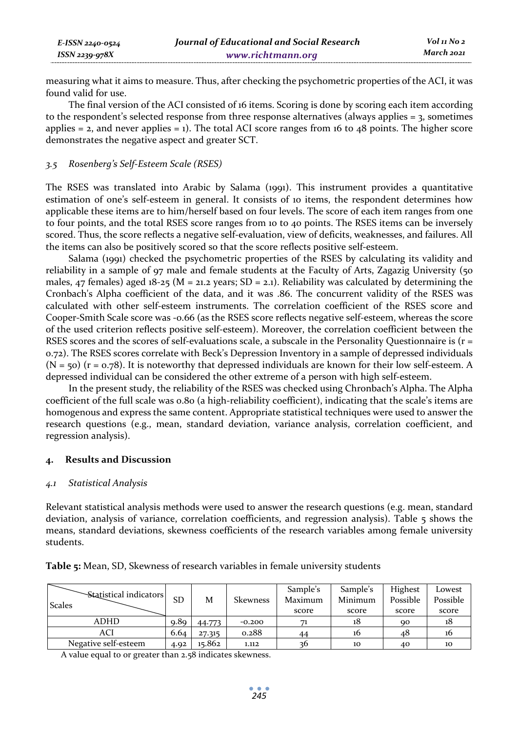measuring what it aims to measure. Thus, after checking the psychometric properties of the ACI, it was found valid for use.

The final version of the ACI consisted of 16 items. Scoring is done by scoring each item according to the respondent's selected response from three response alternatives (always applies = 3, sometimes applies = 2, and never applies = 1). The total ACI score ranges from 16 to 48 points. The higher score demonstrates the negative aspect and greater SCT.

### *3.5 Rosenberg's Self-Esteem Scale (RSES)*

The RSES was translated into Arabic by Salama (1991). This instrument provides a quantitative estimation of one's self-esteem in general. It consists of 10 items, the respondent determines how applicable these items are to him/herself based on four levels. The score of each item ranges from one to four points, and the total RSES score ranges from 10 to 40 points. The RSES items can be inversely scored. Thus, the score reflects a negative self-evaluation, view of deficits, weaknesses, and failures. All the items can also be positively scored so that the score reflects positive self-esteem.

Salama (1991) checked the psychometric properties of the RSES by calculating its validity and reliability in a sample of 97 male and female students at the Faculty of Arts, Zagazig University (50 males, 47 females) aged 18-25 (M = 21.2 years; SD = 2.1). Reliability was calculated by determining the Cronbach's Alpha coefficient of the data, and it was .86. The concurrent validity of the RSES was calculated with other self-esteem instruments. The correlation coefficient of the RSES score and Cooper-Smith Scale score was -0.66 (as the RSES score reflects negative self-esteem, whereas the score of the used criterion reflects positive self-esteem). Moreover, the correlation coefficient between the RSES scores and the scores of self-evaluations scale, a subscale in the Personality Questionnaire is ($r$ = 0.72). The RSES scores correlate with Beck's Depression Inventory in a sample of depressed individuals (N = 50) ($r$ = 0.78). It is noteworthy that depressed individuals are known for their low self-esteem. A depressed individual can be considered the other extreme of a person with high self-esteem.

In the present study, the reliability of the RSES was checked using Chronbach's Alpha. The Alpha coefficient of the full scale was 0.80 (a high-reliability coefficient), indicating that the scale's items are homogenous and express the same content. Appropriate statistical techniques were used to answer the research questions (e.g., mean, standard deviation, variance analysis, correlation coefficient, and regression analysis).

## 4. Results and Discussion

### *4.1 Statistical Analysis*

Relevant statistical analysis methods were used to answer the research questions (e.g. mean, standard deviation, analysis of variance, correlation coefficients, and regression analysis). Table 5 shows the means, standard deviations, skewness coefficients of the research variables among female university students.

**Table 5:** Mean, SD, Skewness of research variables in female university students

| Statistical indicators / Scales | SD | M | Skewness | Sample's Maximum score | Sample's Minimum score | Highest Possible score | Lowest Possible score |
|---|---|---|---|---|---|---|---|
| ADHD | 9.89 | 44.773 | -0.200 | 71 | 18 | 90 | 18 |
| ACI | 6.64 | 27.315 | 0.288 | 44 | 16 | 48 | 16 |
| Negative self-esteem | 4.92 | 15.862 | 1.112 | 36 | 10 | 40 | 10 |

A value equal to or greater than 2.58 indicates skewness.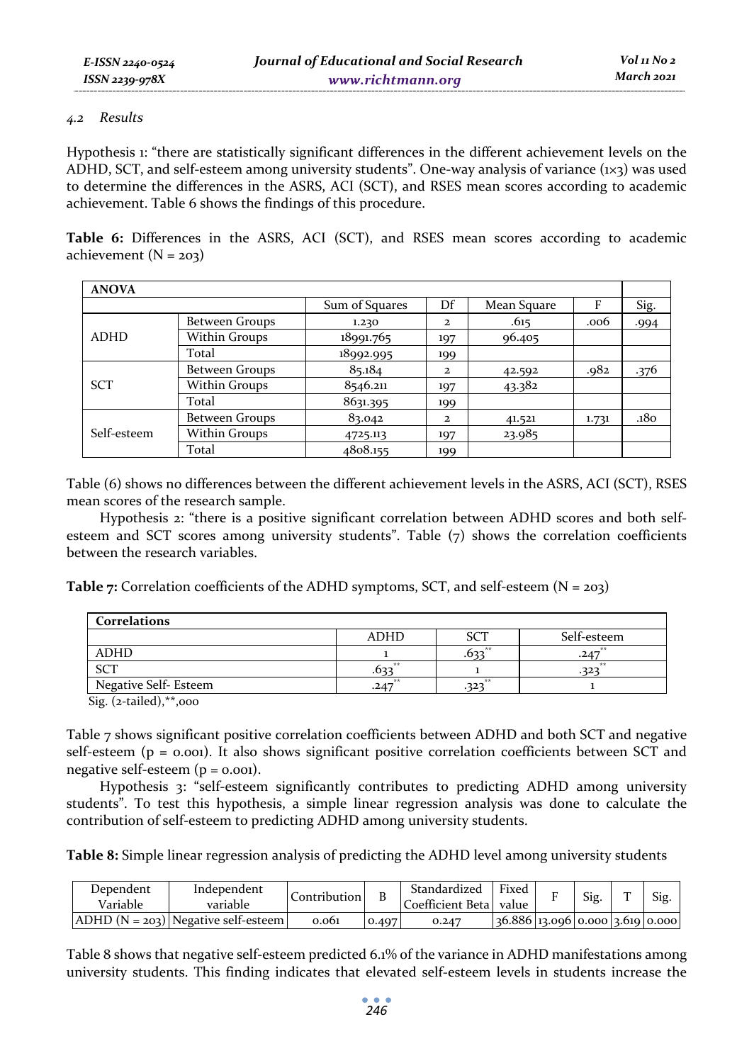*4.2 Results*

Hypothesis 1: "there are statistically significant differences in the different achievement levels on the ADHD, SCT, and self-esteem among university students". One-way analysis of variance (1×3) was used to determine the differences in the ASRS, ACI (SCT), and RSES mean scores according to academic achievement. Table 6 shows the findings of this procedure.

**Table 6:** Differences in the ASRS, ACI (SCT), and RSES mean scores according to academic achievement (N = 203)

| **ANOVA** | | | | | | |
|---|---|---|---|---|---|---|
| | | Sum of Squares | Df | Mean Square | F | Sig. |
| ADHD | Between Groups | 1.230 | 2 | .615 | .006 | .994 |
| | Within Groups | 18991.765 | 197 | 96.405 | | |
| | Total | 18992.995 | 199 | | | |
| SCT | Between Groups | 85.184 | 2 | 42.592 | .982 | .376 |
| | Within Groups | 8546.211 | 197 | 43.382 | | |
| | Total | 8631.395 | 199 | | | |
| Self-esteem | Between Groups | 83.042 | 2 | 41.521 | 1.731 | .180 |
| | Within Groups | 4725.113 | 197 | 23.985 | | |
| | Total | 4808.155 | 199 | | | |

Table (6) shows no differences between the different achievement levels in the ASRS, ACI (SCT), RSES mean scores of the research sample.

Hypothesis 2: "there is a positive significant correlation between ADHD scores and both self-esteem and SCT scores among university students". Table (7) shows the correlation coefficients between the research variables.

**Table 7:** Correlation coefficients of the ADHD symptoms, SCT, and self-esteem (N = 203)

| **Correlations** | | | |
|---|---|---|---|
| | ADHD | SCT | Self-esteem |
| ADHD | 1 | .633** | .247** |
| SCT | .633** | 1 | .323** |
| Negative Self- Esteem | .247** | .323** | 1 |

Sig. (2-tailed),**,000

Table 7 shows significant positive correlation coefficients between ADHD and both SCT and negative self-esteem ($p = 0.001$). It also shows significant positive correlation coefficients between SCT and negative self-esteem ($p = 0.001$).

Hypothesis 3: "self-esteem significantly contributes to predicting ADHD among university students". To test this hypothesis, a simple linear regression analysis was done to calculate the contribution of self-esteem to predicting ADHD among university students.

**Table 8:** Simple linear regression analysis of predicting the ADHD level among university students

| Dependent Variable | Independent variable | Contribution | B | Standardized Coefficient Beta | Fixed value | F | Sig. | T | Sig. |
|---|---|---|---|---|---|---|---|---|---|
| ADHD (N = 203) | Negative self-esteem | 0.061 | 0.497 | 0.247 | 36.886 | 13.096 | 0.000 | 3.619 | 0.000 |

Table 8 shows that negative self-esteem predicted 6.1% of the variance in ADHD manifestations among university students. This finding indicates that elevated self-esteem levels in students increase the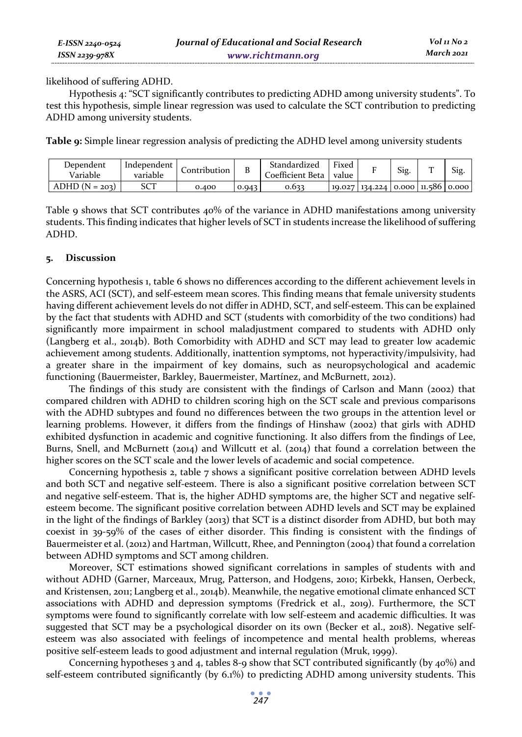likelihood of suffering ADHD.

Hypothesis 4: "SCT significantly contributes to predicting ADHD among university students". To test this hypothesis, simple linear regression was used to calculate the SCT contribution to predicting ADHD among university students.

**Table 9:** Simple linear regression analysis of predicting the ADHD level among university students

| Dependent Variable | Independent variable | Contribution | B | Standardized Coefficient Beta | Fixed value | F | Sig. | T | Sig. |
|---|---|---|---|---|---|---|---|---|---|
| ADHD (N = 203) | SCT | 0.400 | 0.943 | 0.633 | 19.027 | 134.224 | 0.000 | 11.586 | 0.000 |

Table 9 shows that SCT contributes 40% of the variance in ADHD manifestations among university students. This finding indicates that higher levels of SCT in students increase the likelihood of suffering ADHD.

## 5. Discussion

Concerning hypothesis 1, table 6 shows no differences according to the different achievement levels in the ASRS, ACI (SCT), and self-esteem mean scores. This finding means that female university students having different achievement levels do not differ in ADHD, SCT, and self-esteem. This can be explained by the fact that students with ADHD and SCT (students with comorbidity of the two conditions) had significantly more impairment in school maladjustment compared to students with ADHD only (Langberg et al., 2014b). Both Comorbidity with ADHD and SCT may lead to greater low academic achievement among students. Additionally, inattention symptoms, not hyperactivity/impulsivity, had a greater share in the impairment of key domains, such as neuropsychological and academic functioning (Bauermeister, Barkley, Bauermeister, Martínez, and McBurnett, 2012).

The findings of this study are consistent with the findings of Carlson and Mann (2002) that compared children with ADHD to children scoring high on the SCT scale and previous comparisons with the ADHD subtypes and found no differences between the two groups in the attention level or learning problems. However, it differs from the findings of Hinshaw (2002) that girls with ADHD exhibited dysfunction in academic and cognitive functioning. It also differs from the findings of Lee, Burns, Snell, and McBurnett (2014) and Willcutt et al. (2014) that found a correlation between the higher scores on the SCT scale and the lower levels of academic and social competence.

Concerning hypothesis 2, table 7 shows a significant positive correlation between ADHD levels and both SCT and negative self-esteem. There is also a significant positive correlation between SCT and negative self-esteem. That is, the higher ADHD symptoms are, the higher SCT and negative self-esteem become. The significant positive correlation between ADHD levels and SCT may be explained in the light of the findings of Barkley (2013) that SCT is a distinct disorder from ADHD, but both may coexist in 39-59% of the cases of either disorder. This finding is consistent with the findings of Bauermeister et al. (2012) and Hartman, Willcutt, Rhee, and Pennington (2004) that found a correlation between ADHD symptoms and SCT among children.

Moreover, SCT estimations showed significant correlations in samples of students with and without ADHD (Garner, Marceaux, Mrug, Patterson, and Hodgens, 2010; Kirbekk, Hansen, Oerbeck, and Kristensen, 2011; Langberg et al., 2014b). Meanwhile, the negative emotional climate enhanced SCT associations with ADHD and depression symptoms (Fredrick et al., 2019). Furthermore, the SCT symptoms were found to significantly correlate with low self-esteem and academic difficulties. It was suggested that SCT may be a psychological disorder on its own (Becker et al., 2018). Negative self-esteem was also associated with feelings of incompetence and mental health problems, whereas positive self-esteem leads to good adjustment and internal regulation (Mruk, 1999).

Concerning hypotheses 3 and 4, tables 8-9 show that SCT contributed significantly (by 40%) and self-esteem contributed significantly (by 6.1%) to predicting ADHD among university students. This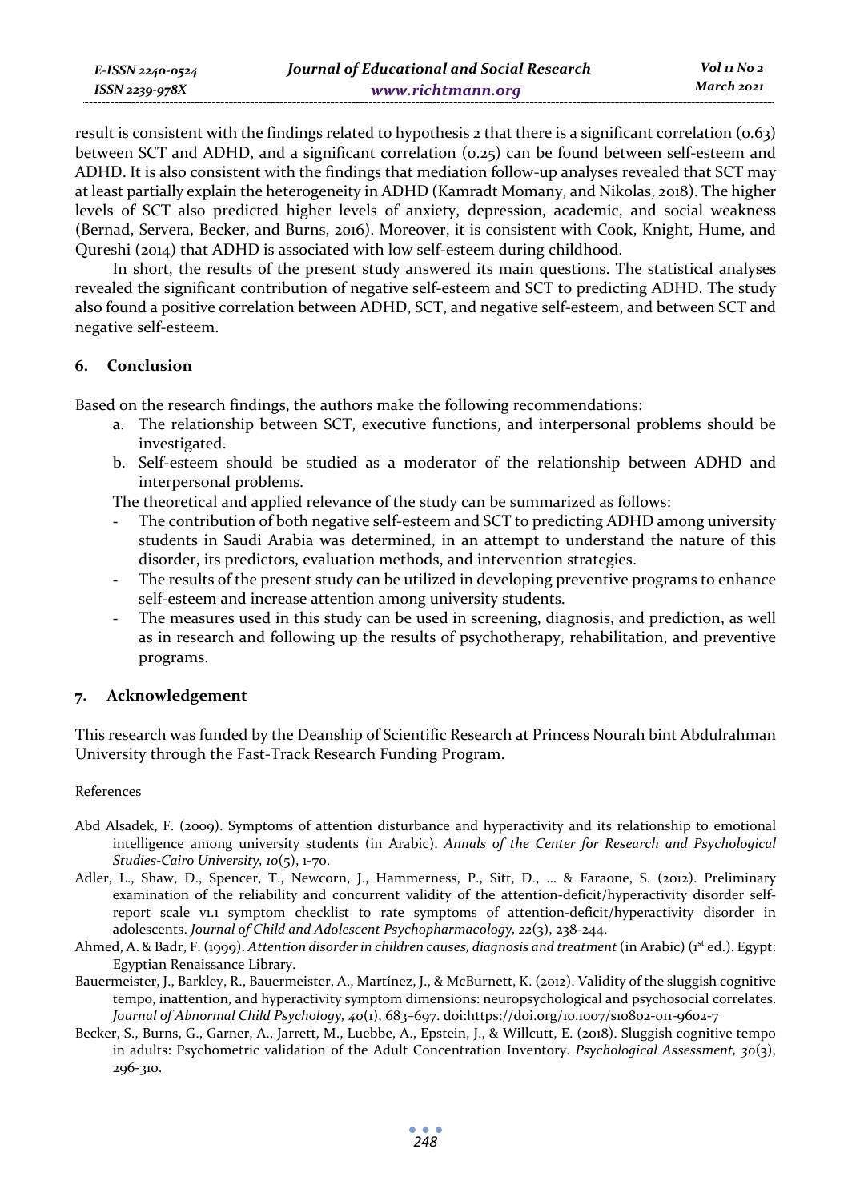result is consistent with the findings related to hypothesis 2 that there is a significant correlation (0.63) between SCT and ADHD, and a significant correlation (0.25) can be found between self-esteem and ADHD. It is also consistent with the findings that mediation follow-up analyses revealed that SCT may at least partially explain the heterogeneity in ADHD (Kamradt Momany, and Nikolas, 2018). The higher levels of SCT also predicted higher levels of anxiety, depression, academic, and social weakness (Bernad, Servera, Becker, and Burns, 2016). Moreover, it is consistent with Cook, Knight, Hume, and Qureshi (2014) that ADHD is associated with low self-esteem during childhood.

In short, the results of the present study answered its main questions. The statistical analyses revealed the significant contribution of negative self-esteem and SCT to predicting ADHD. The study also found a positive correlation between ADHD, SCT, and negative self-esteem, and between SCT and negative self-esteem.

## 6. Conclusion

Based on the research findings, the authors make the following recommendations:

a. The relationship between SCT, executive functions, and interpersonal problems should be investigated.
b. Self-esteem should be studied as a moderator of the relationship between ADHD and interpersonal problems.

The theoretical and applied relevance of the study can be summarized as follows:

- The contribution of both negative self-esteem and SCT to predicting ADHD among university students in Saudi Arabia was determined, in an attempt to understand the nature of this disorder, its predictors, evaluation methods, and intervention strategies.
- The results of the present study can be utilized in developing preventive programs to enhance self-esteem and increase attention among university students.
- The measures used in this study can be used in screening, diagnosis, and prediction, as well as in research and following up the results of psychotherapy, rehabilitation, and preventive programs.

## 7. Acknowledgement

This research was funded by the Deanship of Scientific Research at Princess Nourah bint Abdulrahman University through the Fast-Track Research Funding Program.

### References

Abd Alsadek, F. (2009). Symptoms of attention disturbance and hyperactivity and its relationship to emotional intelligence among university students (in Arabic). *Annals of the Center for Research and Psychological Studies-Cairo University, 10*(5), 1-70.

Adler, L., Shaw, D., Spencer, T., Newcorn, J., Hammerness, P., Sitt, D., … & Faraone, S. (2012). Preliminary examination of the reliability and concurrent validity of the attention-deficit/hyperactivity disorder self-report scale v1.1 symptom checklist to rate symptoms of attention-deficit/hyperactivity disorder in adolescents. *Journal of Child and Adolescent Psychopharmacology, 22*(3), 238-244.

Ahmed, A. & Badr, F. (1999). *Attention disorder in children causes, diagnosis and treatment* (in Arabic) (1st ed.). Egypt: Egyptian Renaissance Library.

Bauermeister, J., Barkley, R., Bauermeister, A., Martínez, J., & McBurnett, K. (2012). Validity of the sluggish cognitive tempo, inattention, and hyperactivity symptom dimensions: neuropsychological and psychosocial correlates. *Journal of Abnormal Child Psychology, 40*(1), 683–697. doi:https://doi.org/10.1007/s10802-011-9602-7

Becker, S., Burns, G., Garner, A., Jarrett, M., Luebbe, A., Epstein, J., & Willcutt, E. (2018). Sluggish cognitive tempo in adults: Psychometric validation of the Adult Concentration Inventory. *Psychological Assessment, 30*(3), 296-310.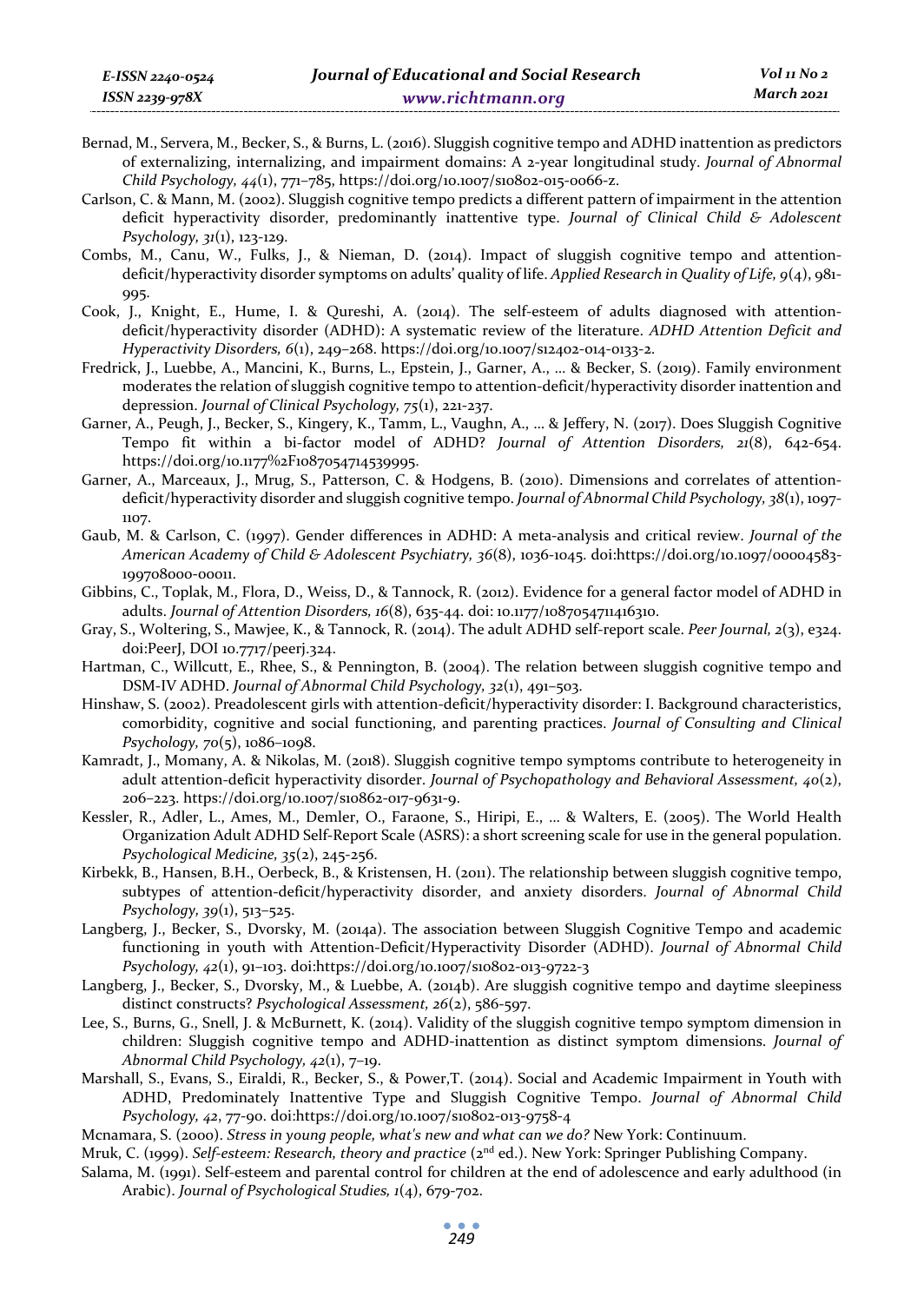Bernad, M., Servera, M., Becker, S., & Burns, L. (2016). Sluggish cognitive tempo and ADHD inattention as predictors of externalizing, internalizing, and impairment domains: A 2-year longitudinal study. *Journal of Abnormal Child Psychology, 44*(1), 771–785, https://doi.org/10.1007/s10802-015-0066-z.

Carlson, C. & Mann, M. (2002). Sluggish cognitive tempo predicts a different pattern of impairment in the attention deficit hyperactivity disorder, predominantly inattentive type. *Journal of Clinical Child & Adolescent Psychology, 31*(1), 123-129.

Combs, M., Canu, W., Fulks, J., & Nieman, D. (2014). Impact of sluggish cognitive tempo and attention-deficit/hyperactivity disorder symptoms on adults' quality of life. *Applied Research in Quality of Life, 9*(4), 981-995.

Cook, J., Knight, E., Hume, I. & Qureshi, A. (2014). The self-esteem of adults diagnosed with attention-deficit/hyperactivity disorder (ADHD): A systematic review of the literature. *ADHD Attention Deficit and Hyperactivity Disorders, 6*(1), 249–268. https://doi.org/10.1007/s12402-014-0133-2.

Fredrick, J., Luebbe, A., Mancini, K., Burns, L., Epstein, J., Garner, A., ... & Becker, S. (2019). Family environment moderates the relation of sluggish cognitive tempo to attention-deficit/hyperactivity disorder inattention and depression. *Journal of Clinical Psychology, 75*(1), 221-237.

Garner, A., Peugh, J., Becker, S., Kingery, K., Tamm, L., Vaughn, A., ... & Jeffery, N. (2017). Does Sluggish Cognitive Tempo fit within a bi-factor model of ADHD? *Journal of Attention Disorders, 21*(8), 642-654. https://doi.org/10.1177%2F1087054714539995.

Garner, A., Marceaux, J., Mrug, S., Patterson, C. & Hodgens, B. (2010). Dimensions and correlates of attention-deficit/hyperactivity disorder and sluggish cognitive tempo. *Journal of Abnormal Child Psychology, 38*(1), 1097-1107.

Gaub, M. & Carlson, C. (1997). Gender differences in ADHD: A meta-analysis and critical review. *Journal of the American Academy of Child & Adolescent Psychiatry, 36*(8), 1036-1045. doi:https://doi.org/10.1097/00004583-199708000-00011.

Gibbins, C., Toplak, M., Flora, D., Weiss, D., & Tannock, R. (2012). Evidence for a general factor model of ADHD in adults. *Journal of Attention Disorders, 16*(8), 635-44. doi: 10.1177/1087054711416310.

Gray, S., Woltering, S., Mawjee, K., & Tannock, R. (2014). The adult ADHD self-report scale. *Peer Journal, 2*(3), e324. doi:PeerJ, DOI 10.7717/peerj.324.

Hartman, C., Willcutt, E., Rhee, S., & Pennington, B. (2004). The relation between sluggish cognitive tempo and DSM-IV ADHD. *Journal of Abnormal Child Psychology, 32*(1), 491–503.

Hinshaw, S. (2002). Preadolescent girls with attention-deficit/hyperactivity disorder: I. Background characteristics, comorbidity, cognitive and social functioning, and parenting practices. *Journal of Consulting and Clinical Psychology, 70*(5), 1086–1098.

Kamradt, J., Momany, A. & Nikolas, M. (2018). Sluggish cognitive tempo symptoms contribute to heterogeneity in adult attention-deficit hyperactivity disorder. *Journal of Psychopathology and Behavioral Assessment, 40*(2), 206–223. https://doi.org/10.1007/s10862-017-9631-9.

Kessler, R., Adler, L., Ames, M., Demler, O., Faraone, S., Hiripi, E., ... & Walters, E. (2005). The World Health Organization Adult ADHD Self-Report Scale (ASRS): a short screening scale for use in the general population. *Psychological Medicine, 35*(2), 245-256.

Kirbekk, B., Hansen, B.H., Oerbeck, B., & Kristensen, H. (2011). The relationship between sluggish cognitive tempo, subtypes of attention-deficit/hyperactivity disorder, and anxiety disorders. *Journal of Abnormal Child Psychology, 39*(1), 513–525.

Langberg, J., Becker, S., Dvorsky, M. (2014a). The association between Sluggish Cognitive Tempo and academic functioning in youth with Attention-Deficit/Hyperactivity Disorder (ADHD). *Journal of Abnormal Child Psychology, 42*(1), 91–103. doi:https://doi.org/10.1007/s10802-013-9722-3

Langberg, J., Becker, S., Dvorsky, M., & Luebbe, A. (2014b). Are sluggish cognitive tempo and daytime sleepiness distinct constructs? *Psychological Assessment, 26*(2), 586-597.

Lee, S., Burns, G., Snell, J. & McBurnett, K. (2014). Validity of the sluggish cognitive tempo symptom dimension in children: Sluggish cognitive tempo and ADHD-inattention as distinct symptom dimensions. *Journal of Abnormal Child Psychology, 42*(1), 7–19.

Marshall, S., Evans, S., Eiraldi, R., Becker, S., & Power,T. (2014). Social and Academic Impairment in Youth with ADHD, Predominately Inattentive Type and Sluggish Cognitive Tempo. *Journal of Abnormal Child Psychology, 42*, 77-90. doi:https://doi.org/10.1007/s10802-013-9758-4

Mcnamara, S. (2000). *Stress in young people, what's new and what can we do?* New York: Continuum.

Mruk, C. (1999). *Self-esteem: Research, theory and practice* (2nd ed.). New York: Springer Publishing Company.

Salama, M. (1991). Self-esteem and parental control for children at the end of adolescence and early adulthood (in Arabic). *Journal of Psychological Studies, 1*(4), 679-702.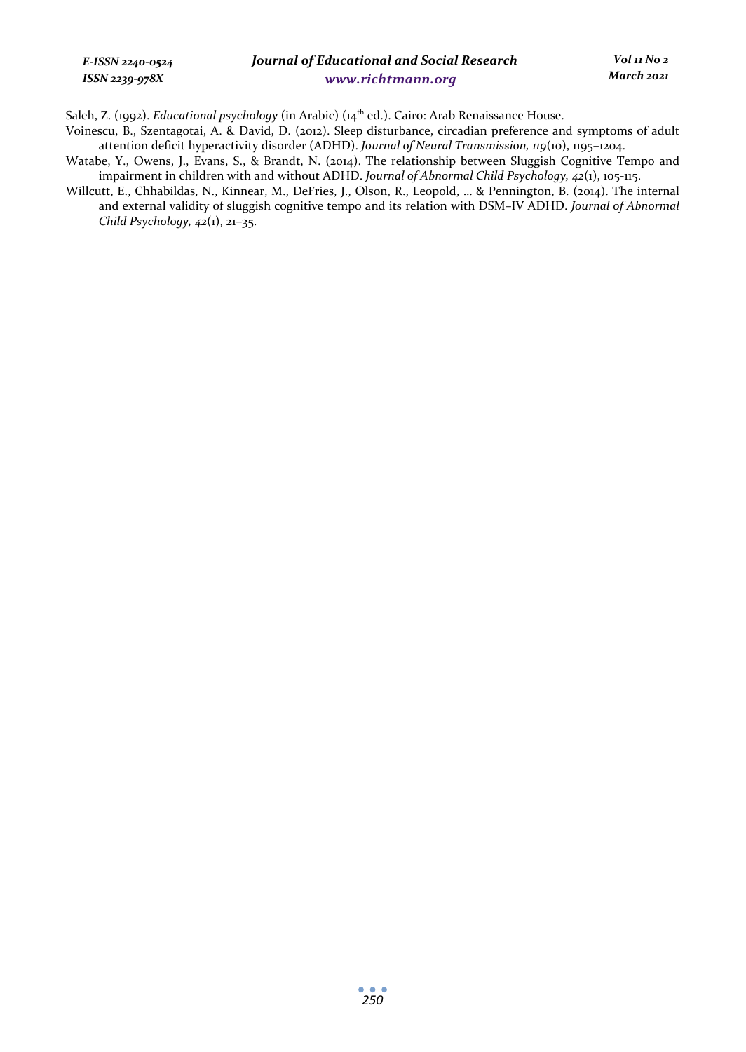Saleh, Z. (1992). *Educational psychology* (in Arabic) (14th ed.). Cairo: Arab Renaissance House.

Voinescu, B., Szentagotai, A. & David, D. (2012). Sleep disturbance, circadian preference and symptoms of adult attention deficit hyperactivity disorder (ADHD). *Journal of Neural Transmission, 119*(10), 1195–1204.

Watabe, Y., Owens, J., Evans, S., & Brandt, N. (2014). The relationship between Sluggish Cognitive Tempo and impairment in children with and without ADHD. *Journal of Abnormal Child Psychology, 42*(1), 105-115.

Willcutt, E., Chhabildas, N., Kinnear, M., DeFries, J., Olson, R., Leopold, … & Pennington, B. (2014). The internal and external validity of sluggish cognitive tempo and its relation with DSM–IV ADHD. *Journal of Abnormal Child Psychology, 42*(1), 21–35.